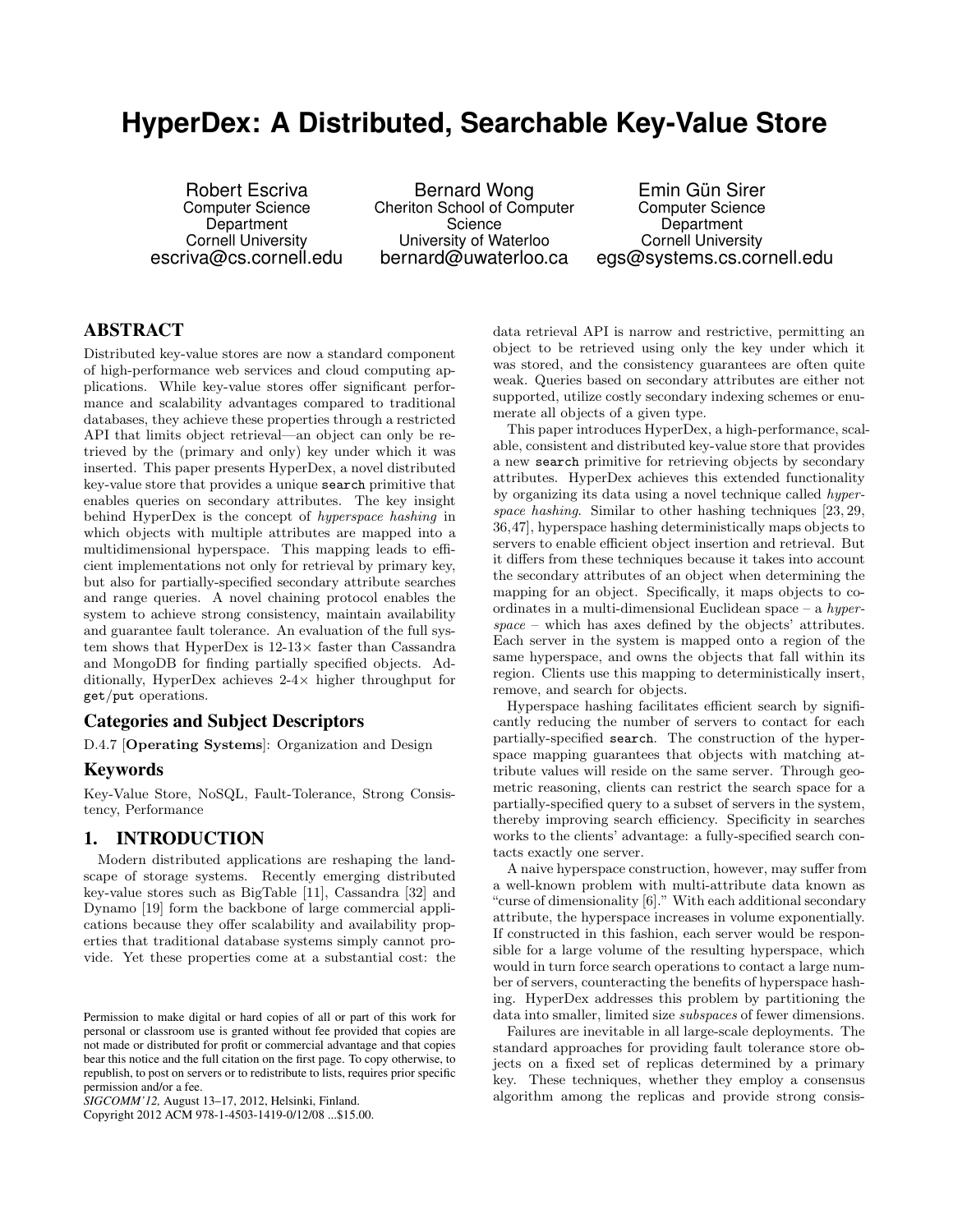# HyperDex: A Distributed, Searchable Key-Value Store

Robert Escriva
Computer Science Department
Cornell University
escriva@cs.cornell.edu

Bernard Wong
Cheriton School of Computer Science
University of Waterloo
bernard@uwaterloo.ca

Emin Gün Sirer
Computer Science Department
Cornell University
egs@systems.cs.cornell.edu

## ABSTRACT

Distributed key-value stores are now a standard component of high-performance web services and cloud computing applications. While key-value stores offer significant performance and scalability advantages compared to traditional databases, they achieve these properties through a restricted API that limits object retrieval—an object can only be retrieved by the (primary and only) key under which it was inserted. This paper presents HyperDex, a novel distributed key-value store that provides a unique `search` primitive that enables queries on secondary attributes. The key insight behind HyperDex is the concept of *hyperspace hashing* in which objects with multiple attributes are mapped into a multidimensional hyperspace. This mapping leads to efficient implementations not only for retrieval by primary key, but also for partially-specified secondary attribute searches and range queries. A novel chaining protocol enables the system to achieve strong consistency, maintain availability and guarantee fault tolerance. An evaluation of the full system shows that HyperDex is 12-13× faster than Cassandra and MongoDB for finding partially specified objects. Additionally, HyperDex achieves 2-4× higher throughput for get/put operations.

### Categories and Subject Descriptors

D.4.7 [**Operating Systems**]: Organization and Design

### Keywords

Key-Value Store, NoSQL, Fault-Tolerance, Strong Consistency, Performance

## 1. INTRODUCTION

Modern distributed applications are reshaping the landscape of storage systems. Recently emerging distributed key-value stores such as BigTable [11], Cassandra [32] and Dynamo [19] form the backbone of large commercial applications because they offer scalability and availability properties that traditional database systems simply cannot provide. Yet these properties come at a substantial cost: the data retrieval API is narrow and restrictive, permitting an object to be retrieved using only the key under which it was stored, and the consistency guarantees are often quite weak. Queries based on secondary attributes are either not supported, utilize costly secondary indexing schemes or enumerate all objects of a given type.

This paper introduces HyperDex, a high-performance, scalable, consistent and distributed key-value store that provides a new `search` primitive for retrieving objects by secondary attributes. HyperDex achieves this extended functionality by organizing its data using a novel technique called *hyperspace hashing*. Similar to other hashing techniques [23, 29, 36, 47], hyperspace hashing deterministically maps objects to servers to enable efficient object insertion and retrieval. But it differs from these techniques because it takes into account the secondary attributes of an object when determining the mapping for an object. Specifically, it maps objects to coordinates in a multi-dimensional Euclidean space – a *hyperspace* – which has axes defined by the objects' attributes. Each server in the system is mapped onto a region of the same hyperspace, and owns the objects that fall within its region. Clients use this mapping to deterministically insert, remove, and search for objects.

Hyperspace hashing facilitates efficient search by significantly reducing the number of servers to contact for each partially-specified `search`. The construction of the hyperspace mapping guarantees that objects with matching attribute values will reside on the same server. Through geometric reasoning, clients can restrict the search space for a partially-specified query to a subset of servers in the system, thereby improving search efficiency. Specificity in searches works to the clients' advantage: a fully-specified search contacts exactly one server.

A naive hyperspace construction, however, may suffer from a well-known problem with multi-attribute data known as "curse of dimensionality [6]." With each additional secondary attribute, the hyperspace increases in volume exponentially. If constructed in this fashion, each server would be responsible for a large volume of the resulting hyperspace, which would in turn force search operations to contact a large number of servers, counteracting the benefits of hyperspace hashing. HyperDex addresses this problem by partitioning the data into smaller, limited size *subspaces* of fewer dimensions.

Failures are inevitable in all large-scale deployments. The standard approaches for providing fault tolerance store objects on a fixed set of replicas determined by a primary key. These techniques, whether they employ a consensus algorithm among the replicas and provide strong consis-

Permission to make digital or hard copies of all or part of this work for personal or classroom use is granted without fee provided that copies are not made or distributed for profit or commercial advantage and that copies bear this notice and the full citation on the first page. To copy otherwise, to republish, to post on servers or to redistribute to lists, requires prior specific permission and/or a fee.
*SIGCOMM'12,* August 13–17, 2012, Helsinki, Finland.
Copyright 2012 ACM 978-1-4503-1419-0/12/08 ...$15.00.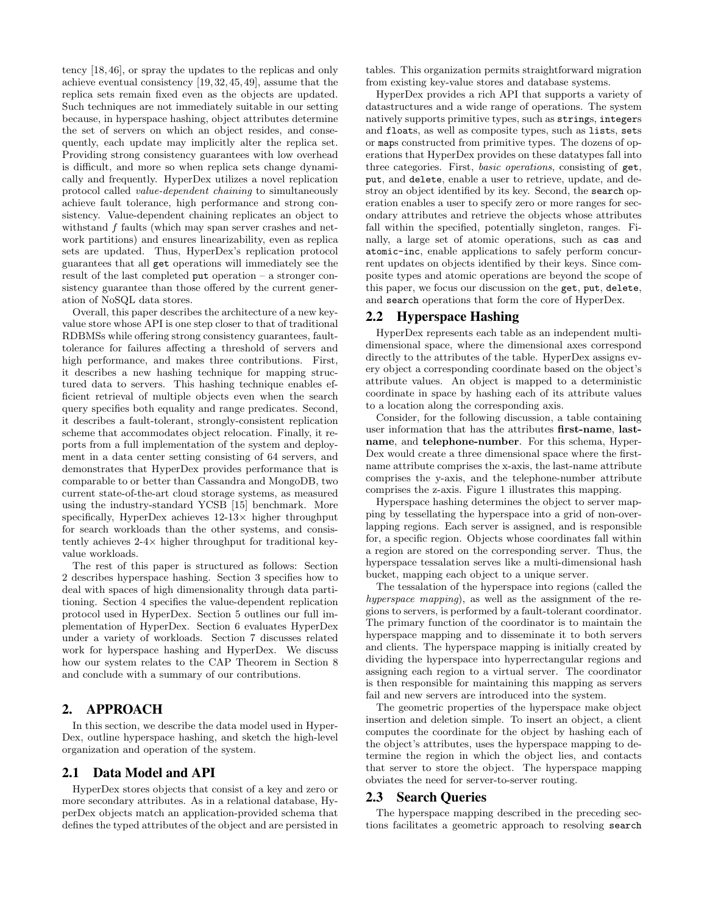tency [18, 46], or spray the updates to the replicas and only achieve eventual consistency [19, 32, 45, 49], assume that the replica sets remain fixed even as the objects are updated. Such techniques are not immediately suitable in our setting because, in hyperspace hashing, object attributes determine the set of servers on which an object resides, and consequently, each update may implicitly alter the replica set. Providing strong consistency guarantees with low overhead is difficult, and more so when replica sets change dynamically and frequently. HyperDex utilizes a novel replication protocol called *value-dependent chaining* to simultaneously achieve fault tolerance, high performance and strong consistency. Value-dependent chaining replicates an object to withstand $f$ faults (which may span server crashes and network partitions) and ensures linearizability, even as replica sets are updated. Thus, HyperDex's replication protocol guarantees that all `get` operations will immediately see the result of the last completed `put` operation – a stronger consistency guarantee than those offered by the current generation of NoSQL data stores.

Overall, this paper describes the architecture of a new key-value store whose API is one step closer to that of traditional RDBMSs while offering strong consistency guarantees, fault-tolerance for failures affecting a threshold of servers and high performance, and makes three contributions. First, it describes a new hashing technique for mapping structured data to servers. This hashing technique enables efficient retrieval of multiple objects even when the search query specifies both equality and range predicates. Second, it describes a fault-tolerant, strongly-consistent replication scheme that accommodates object relocation. Finally, it reports from a full implementation of the system and deployment in a data center setting consisting of 64 servers, and demonstrates that HyperDex provides performance that is comparable to or better than Cassandra and MongoDB, two current state-of-the-art cloud storage systems, as measured using the industry-standard YCSB [15] benchmark. More specifically, HyperDex achieves 12-13× higher throughput for search workloads than the other systems, and consistently achieves 2-4× higher throughput for traditional key-value workloads.

The rest of this paper is structured as follows: Section 2 describes hyperspace hashing. Section 3 specifies how to deal with spaces of high dimensionality through data partitioning. Section 4 specifies the value-dependent replication protocol used in HyperDex. Section 5 outlines our full implementation of HyperDex. Section 6 evaluates HyperDex under a variety of workloads. Section 7 discusses related work for hyperspace hashing and HyperDex. We discuss how our system relates to the CAP Theorem in Section 8 and conclude with a summary of our contributions.

## 2. APPROACH

In this section, we describe the data model used in HyperDex, outline hyperspace hashing, and sketch the high-level organization and operation of the system.

### 2.1 Data Model and API

HyperDex stores objects that consist of a key and zero or more secondary attributes. As in a relational database, HyperDex objects match an application-provided schema that defines the typed attributes of the object and are persisted in tables. This organization permits straightforward migration from existing key-value stores and database systems.

HyperDex provides a rich API that supports a variety of datastructures and a wide range of operations. The system natively supports primitive types, such as `string`s, `integer`s and `float`s, as well as composite types, such as `list`s, `set`s or `map`s constructed from primitive types. The dozens of operations that HyperDex provides on these datatypes fall into three categories. First, *basic operations*, consisting of `get`, `put`, and `delete`, enable a user to retrieve, update, and destroy an object identified by its key. Second, the `search` operation enables a user to specify zero or more ranges for secondary attributes and retrieve the objects whose attributes fall within the specified, potentially singleton, ranges. Finally, a large set of atomic operations, such as `cas` and `atomic-inc`, enable applications to safely perform concurrent updates on objects identified by their keys. Since composite types and atomic operations are beyond the scope of this paper, we focus our discussion on the `get`, `put`, `delete`, and `search` operations that form the core of HyperDex.

### 2.2 Hyperspace Hashing

HyperDex represents each table as an independent multi-dimensional space, where the dimensional axes correspond directly to the attributes of the table. HyperDex assigns every object a corresponding coordinate based on the object's attribute values. An object is mapped to a deterministic coordinate in space by hashing each of its attribute values to a location along the corresponding axis.

Consider, for the following discussion, a table containing user information that has the attributes **first-name**, **last-name**, and **telephone-number**. For this schema, HyperDex would create a three dimensional space where the first-name attribute comprises the x-axis, the last-name attribute comprises the y-axis, and the telephone-number attribute comprises the z-axis. Figure 1 illustrates this mapping.

Hyperspace hashing determines the object to server mapping by tessellating the hyperspace into a grid of non-overlapping regions. Each server is assigned, and is responsible for, a specific region. Objects whose coordinates fall within a region are stored on the corresponding server. Thus, the hyperspace tessalation serves like a multi-dimensional hash bucket, mapping each object to a unique server.

The tessalation of the hyperspace into regions (called the *hyperspace mapping*), as well as the assignment of the regions to servers, is performed by a fault-tolerant coordinator. The primary function of the coordinator is to maintain the hyperspace mapping and to disseminate it to both servers and clients. The hyperspace mapping is initially created by dividing the hyperspace into hyperrectangular regions and assigning each region to a virtual server. The coordinator is then responsible for maintaining this mapping as servers fail and new servers are introduced into the system.

The geometric properties of the hyperspace make object insertion and deletion simple. To insert an object, a client computes the coordinate for the object by hashing each of the object's attributes, uses the hyperspace mapping to determine the region in which the object lies, and contacts that server to store the object. The hyperspace mapping obviates the need for server-to-server routing.

### 2.3 Search Queries

The hyperspace mapping described in the preceding sections facilitates a geometric approach to resolving `search`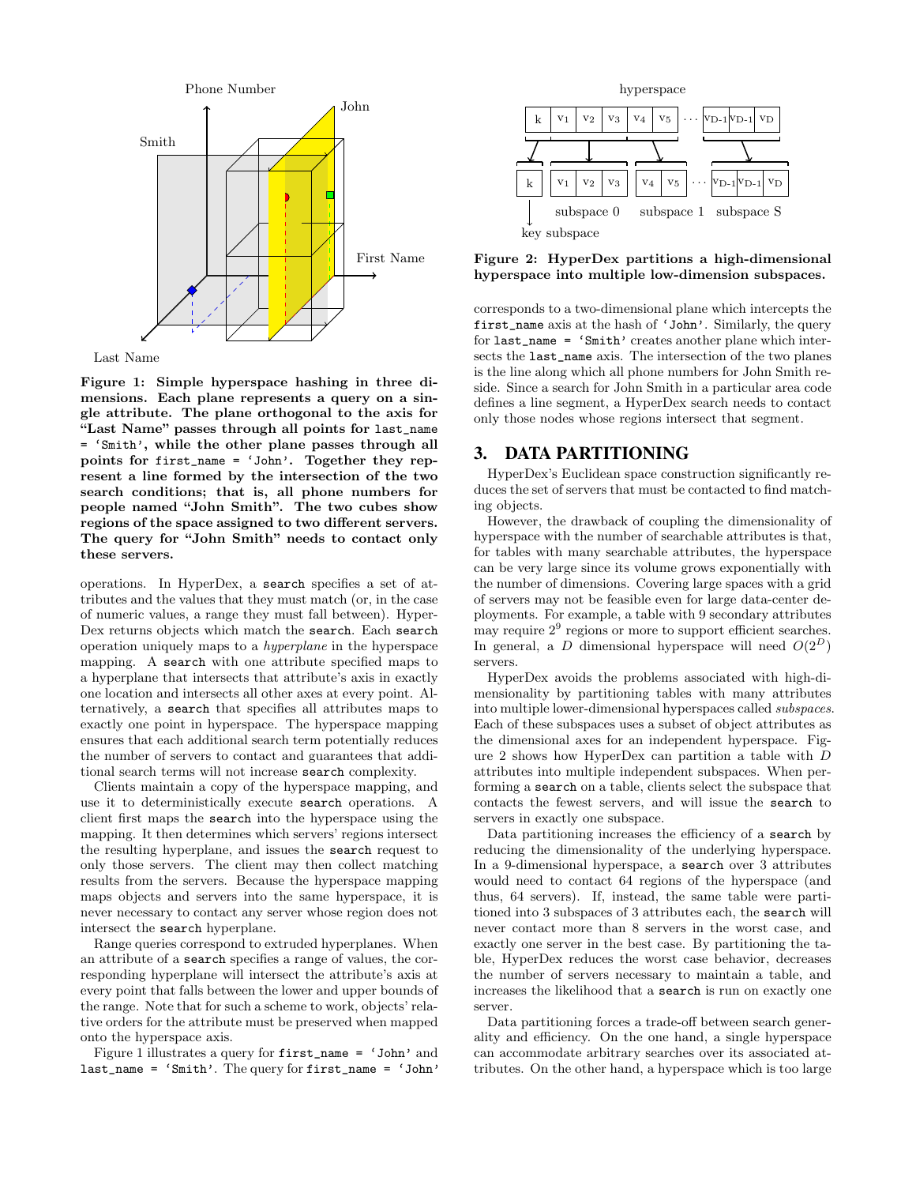Phone Number

John

Smith

First Name

Last Name

**Figure 1: Simple hyperspace hashing in three dimensions. Each plane represents a query on a single attribute. The plane orthogonal to the axis for "Last Name" passes through all points for `last_name = 'Smith'`, while the other plane passes through all points for `first_name = 'John'`. Together they represent a line formed by the intersection of the two search conditions; that is, all phone numbers for people named "John Smith". The two cubes show regions of the space assigned to two different servers. The query for "John Smith" needs to contact only these servers.**

operations. In HyperDex, a `search` specifies a set of attributes and the values that they must match (or, in the case of numeric values, a range they must fall between). HyperDex returns objects which match the `search`. Each `search` operation uniquely maps to a *hyperplane* in the hyperspace mapping. A `search` with one attribute specified maps to a hyperplane that intersects that attribute's axis in exactly one location and intersects all other axes at every point. Alternatively, a `search` that specifies all attributes maps to exactly one point in hyperspace. The hyperspace mapping ensures that each additional search term potentially reduces the number of servers to contact and guarantees that additional search terms will not increase `search` complexity.

Clients maintain a copy of the hyperspace mapping, and use it to deterministically execute `search` operations. A client first maps the `search` into the hyperspace using the mapping. It then determines which servers' regions intersect the resulting hyperplane, and issues the `search` request to only those servers. The client may then collect matching results from the servers. Because the hyperspace mapping maps objects and servers into the same hyperspace, it is never necessary to contact any server whose region does not intersect the `search` hyperplane.

Range queries correspond to extruded hyperplanes. When an attribute of a `search` specifies a range of values, the corresponding hyperplane will intersect the attribute's axis at every point that falls between the lower and upper bounds of the range. Note that for such a scheme to work, objects' relative orders for the attribute must be preserved when mapped onto the hyperspace axis.

Figure 1 illustrates a query for `first_name = 'John'` and `last_name = 'Smith'`. The query for `first_name = 'John'` corresponds to a two-dimensional plane which intercepts the `first_name` axis at the hash of `'John'`. Similarly, the query for `last_name = 'Smith'` creates another plane which intersects the `last_name` axis. The intersection of the two planes is the line along which all phone numbers for John Smith reside. Since a search for John Smith in a particular area code defines a line segment, a HyperDex search needs to contact only those nodes whose regions intersect that segment.

hyperspace

k | $v_1$ | $v_2$ | $v_3$ | $v_4$ | $v_5$ | ... | $v_{D-1}$ | $v_{D-1}$ | $v_D$

k | $v_1$ | $v_2$ | $v_3$ | $v_4$ | $v_5$ | ... | $v_{D-1}$ | $v_{D-1}$ | $v_D$

subspace 0 &nbsp; subspace 1 &nbsp; subspace S

key subspace

**Figure 2: HyperDex partitions a high-dimensional hyperspace into multiple low-dimension subspaces.**

## 3. DATA PARTITIONING

HyperDex's Euclidean space construction significantly reduces the set of servers that must be contacted to find matching objects.

However, the drawback of coupling the dimensionality of hyperspace with the number of searchable attributes is that, for tables with many searchable attributes, the hyperspace can be very large since its volume grows exponentially with the number of dimensions. Covering large spaces with a grid of servers may not be feasible even for large data-center deployments. For example, a table with 9 secondary attributes may require $2^9$ regions or more to support efficient searches. In general, a $D$ dimensional hyperspace will need $O(2^D)$ servers.

HyperDex avoids the problems associated with high-dimensionality by partitioning tables with many attributes into multiple lower-dimensional hyperspaces called *subspaces*. Each of these subspaces uses a subset of object attributes as the dimensional axes for an independent hyperspace. Figure 2 shows how HyperDex can partition a table with $D$ attributes into multiple independent subspaces. When performing a `search` on a table, clients select the subspace that contacts the fewest servers, and will issue the `search` to servers in exactly one subspace.

Data partitioning increases the efficiency of a `search` by reducing the dimensionality of the underlying hyperspace. In a 9-dimensional hyperspace, a `search` over 3 attributes would need to contact 64 regions of the hyperspace (and thus, 64 servers). If, instead, the same table were partitioned into 3 subspaces of 3 attributes each, the `search` will never contact more than 8 servers in the worst case, and exactly one server in the best case. By partitioning the table, HyperDex reduces the worst case behavior, decreases the number of servers necessary to maintain a table, and increases the likelihood that a `search` is run on exactly one server.

Data partitioning forces a trade-off between search generality and efficiency. On the one hand, a single hyperspace can accommodate arbitrary searches over its associated attributes. On the other hand, a hyperspace which is too large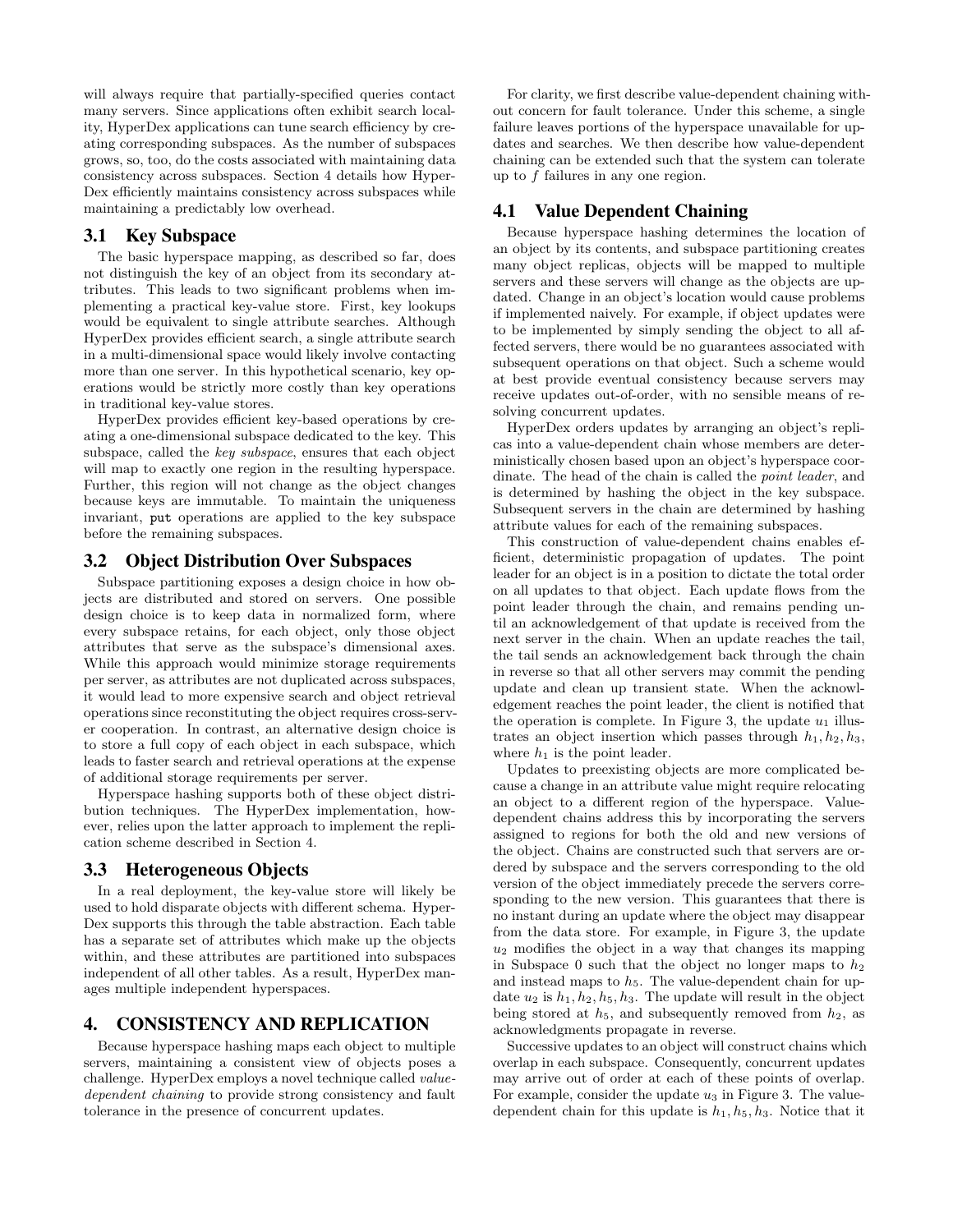will always require that partially-specified queries contact many servers. Since applications often exhibit search locality, HyperDex applications can tune search efficiency by creating corresponding subspaces. As the number of subspaces grows, so, too, do the costs associated with maintaining data consistency across subspaces. Section 4 details how HyperDex efficiently maintains consistency across subspaces while maintaining a predictably low overhead.

## 3.1 Key Subspace

The basic hyperspace mapping, as described so far, does not distinguish the key of an object from its secondary attributes. This leads to two significant problems when implementing a practical key-value store. First, key lookups would be equivalent to single attribute searches. Although HyperDex provides efficient search, a single attribute search in a multi-dimensional space would likely involve contacting more than one server. In this hypothetical scenario, key operations would be strictly more costly than key operations in traditional key-value stores.

HyperDex provides efficient key-based operations by creating a one-dimensional subspace dedicated to the key. This subspace, called the *key subspace*, ensures that each object will map to exactly one region in the resulting hyperspace. Further, this region will not change as the object changes because keys are immutable. To maintain the uniqueness invariant, `put` operations are applied to the key subspace before the remaining subspaces.

## 3.2 Object Distribution Over Subspaces

Subspace partitioning exposes a design choice in how objects are distributed and stored on servers. One possible design choice is to keep data in normalized form, where every subspace retains, for each object, only those object attributes that serve as the subspace's dimensional axes. While this approach would minimize storage requirements per server, as attributes are not duplicated across subspaces, it would lead to more expensive search and object retrieval operations since reconstituting the object requires cross-server cooperation. In contrast, an alternative design choice is to store a full copy of each object in each subspace, which leads to faster search and retrieval operations at the expense of additional storage requirements per server.

Hyperspace hashing supports both of these object distribution techniques. The HyperDex implementation, however, relies upon the latter approach to implement the replication scheme described in Section 4.

## 3.3 Heterogeneous Objects

In a real deployment, the key-value store will likely be used to hold disparate objects with different schema. HyperDex supports this through the table abstraction. Each table has a separate set of attributes which make up the objects within, and these attributes are partitioned into subspaces independent of all other tables. As a result, HyperDex manages multiple independent hyperspaces.

# 4. CONSISTENCY AND REPLICATION

Because hyperspace hashing maps each object to multiple servers, maintaining a consistent view of objects poses a challenge. HyperDex employs a novel technique called *value-dependent chaining* to provide strong consistency and fault tolerance in the presence of concurrent updates.

For clarity, we first describe value-dependent chaining without concern for fault tolerance. Under this scheme, a single failure leaves portions of the hyperspace unavailable for updates and searches. We then describe how value-dependent chaining can be extended such that the system can tolerate up to $f$ failures in any one region.

## 4.1 Value Dependent Chaining

Because hyperspace hashing determines the location of an object by its contents, and subspace partitioning creates many object replicas, objects will be mapped to multiple servers and these servers will change as the objects are updated. Change in an object's location would cause problems if implemented naively. For example, if object updates were to be implemented by simply sending the object to all affected servers, there would be no guarantees associated with subsequent operations on that object. Such a scheme would at best provide eventual consistency because servers may receive updates out-of-order, with no sensible means of resolving concurrent updates.

HyperDex orders updates by arranging an object's replicas into a value-dependent chain whose members are deterministically chosen based upon an object's hyperspace coordinate. The head of the chain is called the *point leader*, and is determined by hashing the object in the key subspace. Subsequent servers in the chain are determined by hashing attribute values for each of the remaining subspaces.

This construction of value-dependent chains enables efficient, deterministic propagation of updates. The point leader for an object is in a position to dictate the total order on all updates to that object. Each update flows from the point leader through the chain, and remains pending until an acknowledgement of that update is received from the next server in the chain. When an update reaches the tail, the tail sends an acknowledgement back through the chain in reverse so that all other servers may commit the pending update and clean up transient state. When the acknowledgement reaches the point leader, the client is notified that the operation is complete. In Figure 3, the update $u_1$ illustrates an object insertion which passes through $h_1, h_2, h_3$, where $h_1$ is the point leader.

Updates to preexisting objects are more complicated because a change in an attribute value might require relocating an object to a different region of the hyperspace. Value-dependent chains address this by incorporating the servers assigned to regions for both the old and new versions of the object. Chains are constructed such that servers are ordered by subspace and the servers corresponding to the old version of the object immediately precede the servers corresponding to the new version. This guarantees that there is no instant during an update where the object may disappear from the data store. For example, in Figure 3, the update $u_2$ modifies the object in a way that changes its mapping in Subspace 0 such that the object no longer maps to $h_2$ and instead maps to $h_5$. The value-dependent chain for update $u_2$ is $h_1, h_2, h_5, h_3$. The update will result in the object being stored at $h_5$, and subsequently removed from $h_2$, as acknowledgments propagate in reverse.

Successive updates to an object will construct chains which overlap in each subspace. Consequently, concurrent updates may arrive out of order at each of these points of overlap. For example, consider the update $u_3$ in Figure 3. The value-dependent chain for this update is $h_1, h_5, h_3$. Notice that it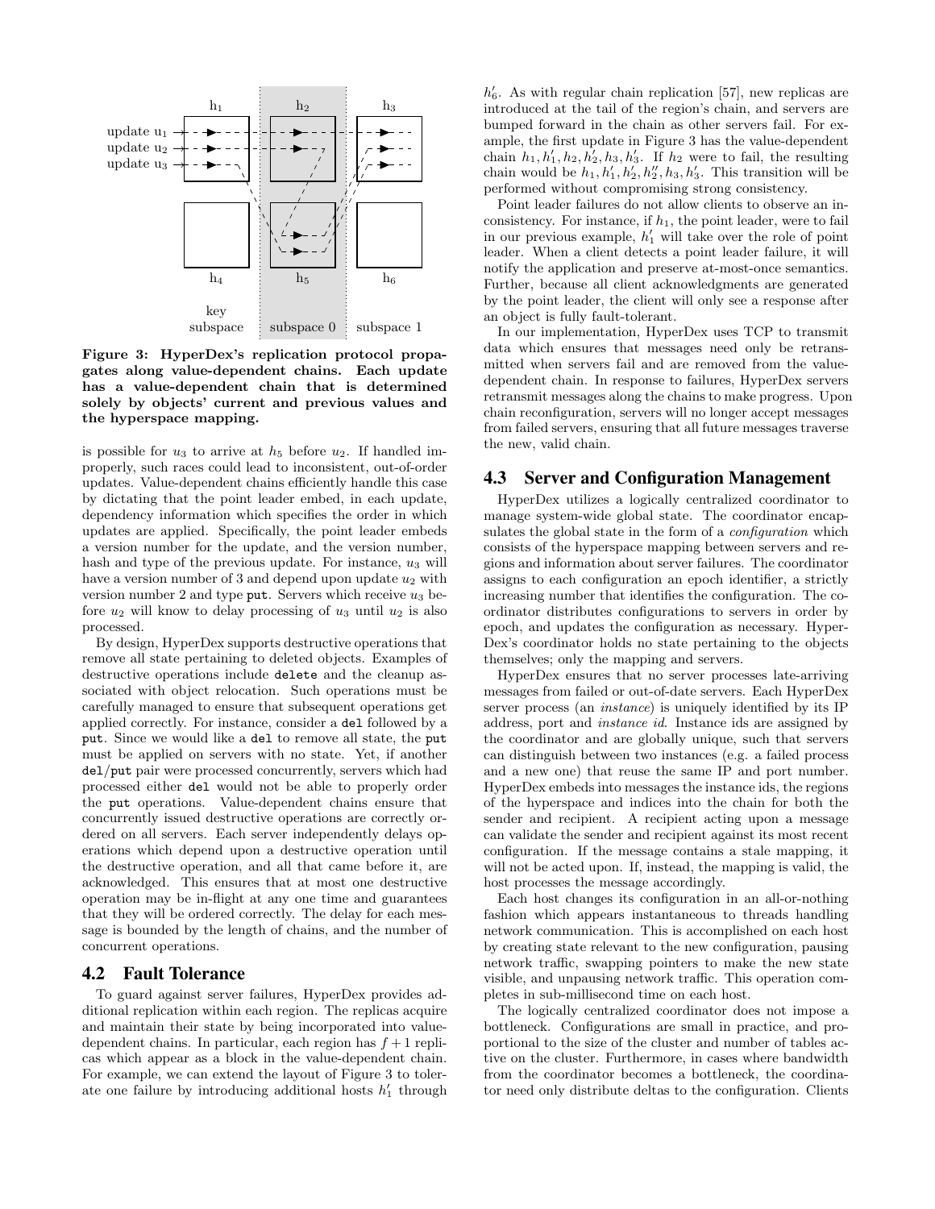h1 h2 h3

update u1
update u2
update u3

h4 h5 h6

key subspace
subspace 0
subspace 1

**Figure 3: HyperDex's replication protocol propagates along value-dependent chains. Each update has a value-dependent chain that is determined solely by objects' current and previous values and the hyperspace mapping.**

is possible for $u_3$ to arrive at $h_5$ before $u_2$. If handled improperly, such races could lead to inconsistent, out-of-order updates. Value-dependent chains efficiently handle this case by dictating that the point leader embed, in each update, dependency information which specifies the order in which updates are applied. Specifically, the point leader embeds a version number for the update, and the version number, hash and type of the previous update. For instance, $u_3$ will have a version number of 3 and depend upon update $u_2$ with version number 2 and type `put`. Servers which receive $u_3$ before $u_2$ will know to delay processing of $u_3$ until $u_2$ is also processed.

By design, HyperDex supports destructive operations that remove all state pertaining to deleted objects. Examples of destructive operations include `delete` and the cleanup associated with object relocation. Such operations must be carefully managed to ensure that subsequent operations get applied correctly. For instance, consider a `del` followed by a `put`. Since we would like a `del` to remove all state, the `put` must be applied on servers with no state. Yet, if another `del`/`put` pair were processed concurrently, servers which had processed either `del` would not be able to properly order the `put` operations. Value-dependent chains ensure that concurrently issued destructive operations are correctly ordered on all servers. Each server independently delays operations which depend upon a destructive operation until the destructive operation, and all that came before it, are acknowledged. This ensures that at most one destructive operation may be in-flight at any one time and guarantees that they will be ordered correctly. The delay for each message is bounded by the length of chains, and the number of concurrent operations.

## 4.2 Fault Tolerance

To guard against server failures, HyperDex provides additional replication within each region. The replicas acquire and maintain their state by being incorporated into value-dependent chains. In particular, each region has $f + 1$ replicas which appear as a block in the value-dependent chain. For example, we can extend the layout of Figure 3 to tolerate one failure by introducing additional hosts $h'_1$ through $h'_6$. As with regular chain replication [57], new replicas are introduced at the tail of the region's chain, and servers are bumped forward in the chain as other servers fail. For example, the first update in Figure 3 has the value-dependent chain $h_1, h'_1, h_2, h'_2, h_3, h'_3$. If $h_2$ were to fail, the resulting chain would be $h_1, h'_1, h'_2, h''_2, h_3, h'_3$. This transition will be performed without compromising strong consistency.

Point leader failures do not allow clients to observe an inconsistency. For instance, if $h_1$, the point leader, were to fail in our previous example, $h'_1$ will take over the role of point leader. When a client detects a point leader failure, it will notify the application and preserve at-most-once semantics. Further, because all client acknowledgments are generated by the point leader, the client will only see a response after an object is fully fault-tolerant.

In our implementation, HyperDex uses TCP to transmit data which ensures that messages need only be retransmitted when servers fail and are removed from the value-dependent chain. In response to failures, HyperDex servers retransmit messages along the chains to make progress. Upon chain reconfiguration, servers will no longer accept messages from failed servers, ensuring that all future messages traverse the new, valid chain.

## 4.3 Server and Configuration Management

HyperDex utilizes a logically centralized coordinator to manage system-wide global state. The coordinator encapsulates the global state in the form of a *configuration* which consists of the hyperspace mapping between servers and regions and information about server failures. The coordinator assigns to each configuration an epoch identifier, a strictly increasing number that identifies the configuration. The coordinator distributes configurations to servers in order by epoch, and updates the configuration as necessary. HyperDex's coordinator holds no state pertaining to the objects themselves; only the mapping and servers.

HyperDex ensures that no server processes late-arriving messages from failed or out-of-date servers. Each HyperDex server process (an *instance*) is uniquely identified by its IP address, port and *instance id*. Instance ids are assigned by the coordinator and are globally unique, such that servers can distinguish between two instances (e.g. a failed process and a new one) that reuse the same IP and port number. HyperDex embeds into messages the instance ids, the regions of the hyperspace and indices into the chain for both the sender and recipient. A recipient acting upon a message can validate the sender and recipient against its most recent configuration. If the message contains a stale mapping, it will not be acted upon. If, instead, the mapping is valid, the host processes the message accordingly.

Each host changes its configuration in an all-or-nothing fashion which appears instantaneous to threads handling network communication. This is accomplished on each host by creating state relevant to the new configuration, pausing network traffic, swapping pointers to make the new state visible, and unpausing network traffic. This operation completes in sub-millisecond time on each host.

The logically centralized coordinator does not impose a bottleneck. Configurations are small in practice, and proportional to the size of the cluster and number of tables active on the cluster. Furthermore, in cases where bandwidth from the coordinator becomes a bottleneck, the coordinator need only distribute deltas to the configuration. Clients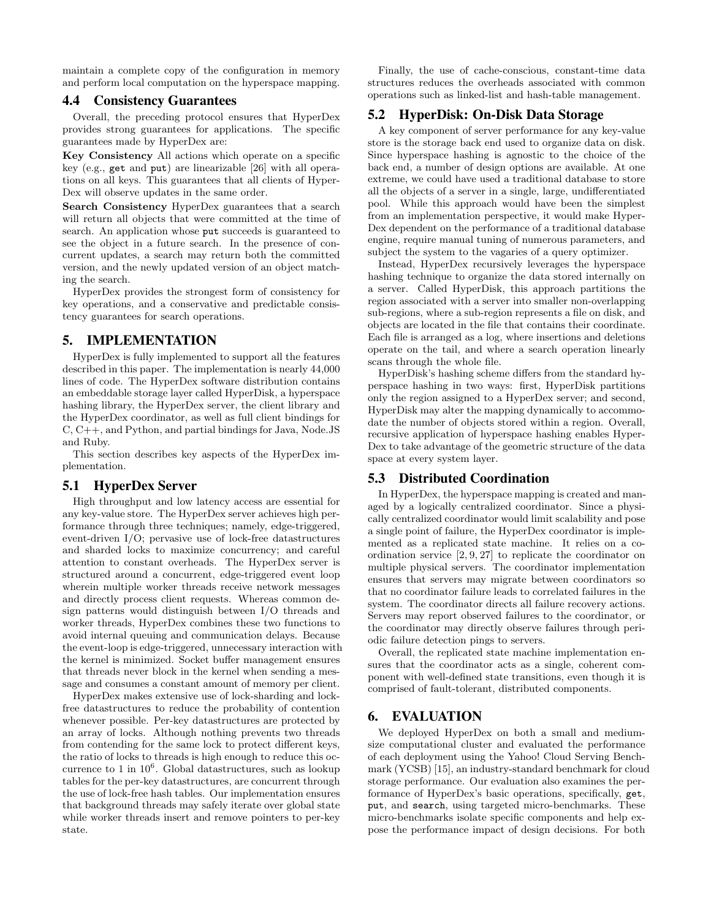maintain a complete copy of the configuration in memory and perform local computation on the hyperspace mapping.

### 4.4 Consistency Guarantees

Overall, the preceding protocol ensures that HyperDex provides strong guarantees for applications. The specific guarantees made by HyperDex are:

**Key Consistency** All actions which operate on a specific key (e.g., get and put) are linearizable [26] with all operations on all keys. This guarantees that all clients of HyperDex will observe updates in the same order.

**Search Consistency** HyperDex guarantees that a search will return all objects that were committed at the time of search. An application whose put succeeds is guaranteed to see the object in a future search. In the presence of concurrent updates, a search may return both the committed version, and the newly updated version of an object matching the search.

HyperDex provides the strongest form of consistency for key operations, and a conservative and predictable consistency guarantees for search operations.

## 5. IMPLEMENTATION

HyperDex is fully implemented to support all the features described in this paper. The implementation is nearly 44,000 lines of code. The HyperDex software distribution contains an embeddable storage layer called HyperDisk, a hyperspace hashing library, the HyperDex server, the client library and the HyperDex coordinator, as well as full client bindings for C, C++, and Python, and partial bindings for Java, Node.JS and Ruby.

This section describes key aspects of the HyperDex implementation.

### 5.1 HyperDex Server

High throughput and low latency access are essential for any key-value store. The HyperDex server achieves high performance through three techniques; namely, edge-triggered, event-driven I/O; pervasive use of lock-free datastructures and sharded locks to maximize concurrency; and careful attention to constant overheads. The HyperDex server is structured around a concurrent, edge-triggered event loop wherein multiple worker threads receive network messages and directly process client requests. Whereas common design patterns would distinguish between I/O threads and worker threads, HyperDex combines these two functions to avoid internal queuing and communication delays. Because the event-loop is edge-triggered, unnecessary interaction with the kernel is minimized. Socket buffer management ensures that threads never block in the kernel when sending a message and consumes a constant amount of memory per client.

HyperDex makes extensive use of lock-sharding and lock-free datastructures to reduce the probability of contention whenever possible. Per-key datastructures are protected by an array of locks. Although nothing prevents two threads from contending for the same lock to protect different keys, the ratio of locks to threads is high enough to reduce this occurrence to 1 in $10^6$. Global datastructures, such as lookup tables for the per-key datastructures, are concurrent through the use of lock-free hash tables. Our implementation ensures that background threads may safely iterate over global state while worker threads insert and remove pointers to per-key state.

Finally, the use of cache-conscious, constant-time data structures reduces the overheads associated with common operations such as linked-list and hash-table management.

### 5.2 HyperDisk: On-Disk Data Storage

A key component of server performance for any key-value store is the storage back end used to organize data on disk. Since hyperspace hashing is agnostic to the choice of the back end, a number of design options are available. At one extreme, we could have used a traditional database to store all the objects of a server in a single, large, undifferentiated pool. While this approach would have been the simplest from an implementation perspective, it would make HyperDex dependent on the performance of a traditional database engine, require manual tuning of numerous parameters, and subject the system to the vagaries of a query optimizer.

Instead, HyperDex recursively leverages the hyperspace hashing technique to organize the data stored internally on a server. Called HyperDisk, this approach partitions the region associated with a server into smaller non-overlapping sub-regions, where a sub-region represents a file on disk, and objects are located in the file that contains their coordinate. Each file is arranged as a log, where insertions and deletions operate on the tail, and where a search operation linearly scans through the whole file.

HyperDisk's hashing scheme differs from the standard hyperspace hashing in two ways: first, HyperDisk partitions only the region assigned to a HyperDex server; and second, HyperDisk may alter the mapping dynamically to accommodate the number of objects stored within a region. Overall, recursive application of hyperspace hashing enables HyperDex to take advantage of the geometric structure of the data space at every system layer.

### 5.3 Distributed Coordination

In HyperDex, the hyperspace mapping is created and managed by a logically centralized coordinator. Since a physically centralized coordinator would limit scalability and pose a single point of failure, the HyperDex coordinator is implemented as a replicated state machine. It relies on a coordination service [2, 9, 27] to replicate the coordinator on multiple physical servers. The coordinator implementation ensures that servers may migrate between coordinators so that no coordinator failure leads to correlated failures in the system. The coordinator directs all failure recovery actions. Servers may report observed failures to the coordinator, or the coordinator may directly observe failures through periodic failure detection pings to servers.

Overall, the replicated state machine implementation ensures that the coordinator acts as a single, coherent component with well-defined state transitions, even though it is comprised of fault-tolerant, distributed components.

## 6. EVALUATION

We deployed HyperDex on both a small and medium-size computational cluster and evaluated the performance of each deployment using the Yahoo! Cloud Serving Benchmark (YCSB) [15], an industry-standard benchmark for cloud storage performance. Our evaluation also examines the performance of HyperDex's basic operations, specifically, get, put, and search, using targeted micro-benchmarks. These micro-benchmarks isolate specific components and help expose the performance impact of design decisions. For both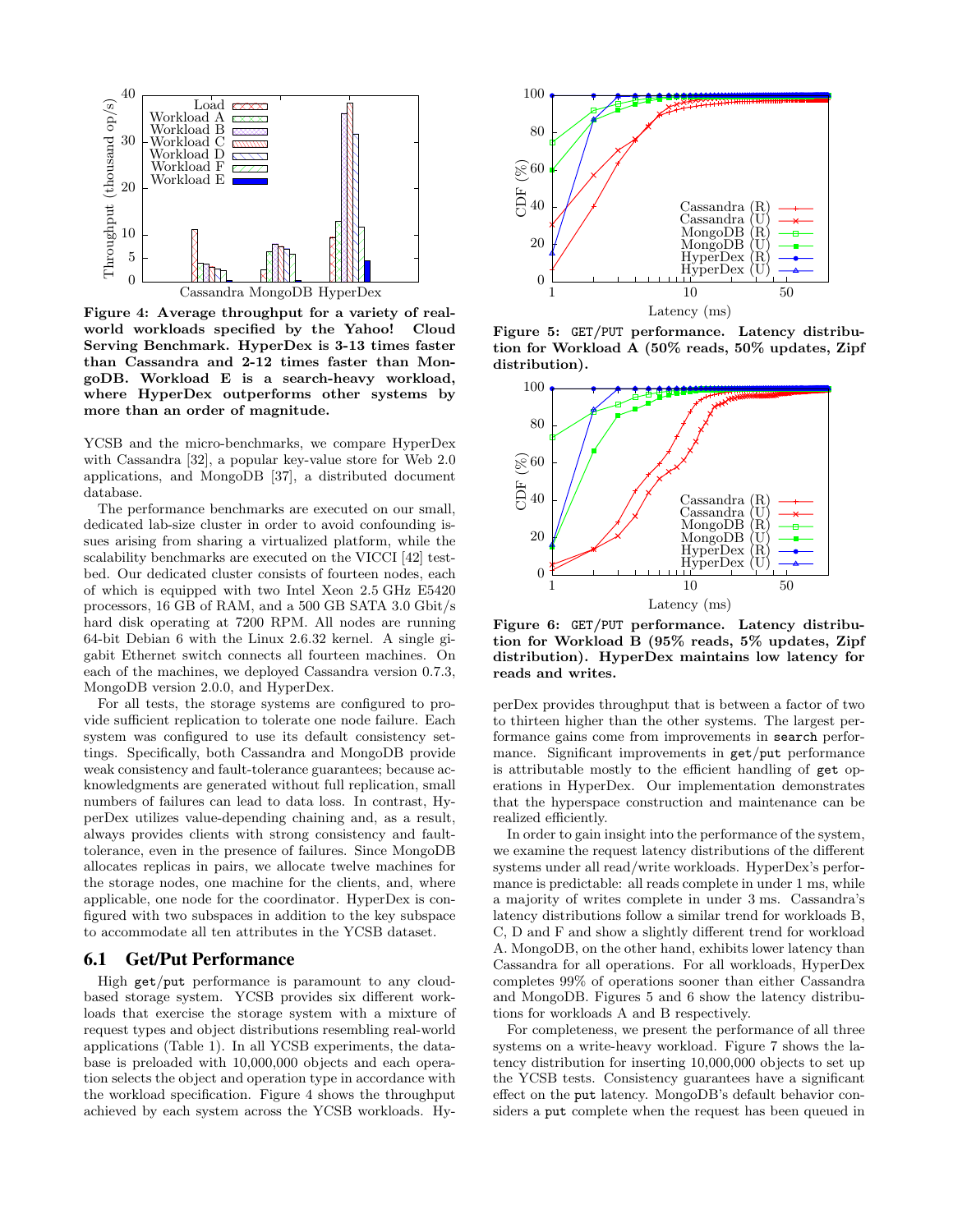Figure 4: Average throughput for a variety of real-world workloads specified by the Yahoo! Cloud Serving Benchmark. HyperDex is 3-13 times faster than Cassandra and 2-12 times faster than MongoDB. Workload E is a search-heavy workload, where HyperDex outperforms other systems by more than an order of magnitude.

YCSB and the micro-benchmarks, we compare HyperDex with Cassandra [32], a popular key-value store for Web 2.0 applications, and MongoDB [37], a distributed document database.

The performance benchmarks are executed on our small, dedicated lab-size cluster in order to avoid confounding issues arising from sharing a virtualized platform, while the scalability benchmarks are executed on the VICCI [42] testbed. Our dedicated cluster consists of fourteen nodes, each of which is equipped with two Intel Xeon 2.5 GHz E5420 processors, 16 GB of RAM, and a 500 GB SATA 3.0 Gbit/s hard disk operating at 7200 RPM. All nodes are running 64-bit Debian 6 with the Linux 2.6.32 kernel. A single gigabit Ethernet switch connects all fourteen machines. On each of the machines, we deployed Cassandra version 0.7.3, MongoDB version 2.0.0, and HyperDex.

For all tests, the storage systems are configured to provide sufficient replication to tolerate one node failure. Each system was configured to use its default consistency settings. Specifically, both Cassandra and MongoDB provide weak consistency and fault-tolerance guarantees; because acknowledgments are generated without full replication, small numbers of failures can lead to data loss. In contrast, HyperDex utilizes value-depending chaining and, as a result, always provides clients with strong consistency and fault-tolerance, even in the presence of failures. Since MongoDB allocates replicas in pairs, we allocate twelve machines for the storage nodes, one machine for the clients, and, where applicable, one node for the coordinator. HyperDex is configured with two subspaces in addition to the key subspace to accommodate all ten attributes in the YCSB dataset.

## 6.1 Get/Put Performance

High `get`/`put` performance is paramount to any cloud-based storage system. YCSB provides six different workloads that exercise the storage system with a mixture of request types and object distributions resembling real-world applications (Table 1). In all YCSB experiments, the database is preloaded with 10,000,000 objects and each operation selects the object and operation type in accordance with the workload specification. Figure 4 shows the throughput achieved by each system across the YCSB workloads. HyperDex provides throughput that is between a factor of two to thirteen higher than the other systems. The largest performance gains come from improvements in `search` performance. Significant improvements in `get`/`put` performance is attributable mostly to the efficient handling of `get` operations in HyperDex. Our implementation demonstrates that the hyperspace construction and maintenance can be realized efficiently.

Figure 5: GET/PUT performance. Latency distribution for Workload A (50% reads, 50% updates, Zipf distribution).

Figure 6: GET/PUT performance. Latency distribution for Workload B (95% reads, 5% updates, Zipf distribution). HyperDex maintains low latency for reads and writes.

In order to gain insight into the performance of the system, we examine the request latency distributions of the different systems under all read/write workloads. HyperDex's performance is predictable: all reads complete in under 1 ms, while a majority of writes complete in under 3 ms. Cassandra's latency distributions follow a similar trend for workloads B, C, D and F and show a slightly different trend for workload A. MongoDB, on the other hand, exhibits lower latency than Cassandra for all operations. For all workloads, HyperDex completes 99% of operations sooner than either Cassandra and MongoDB. Figures 5 and 6 show the latency distributions for workloads A and B respectively.

For completeness, we present the performance of all three systems on a write-heavy workload. Figure 7 shows the latency distribution for inserting 10,000,000 objects to set up the YCSB tests. Consistency guarantees have a significant effect on the `put` latency. MongoDB's default behavior considers a `put` complete when the request has been queued in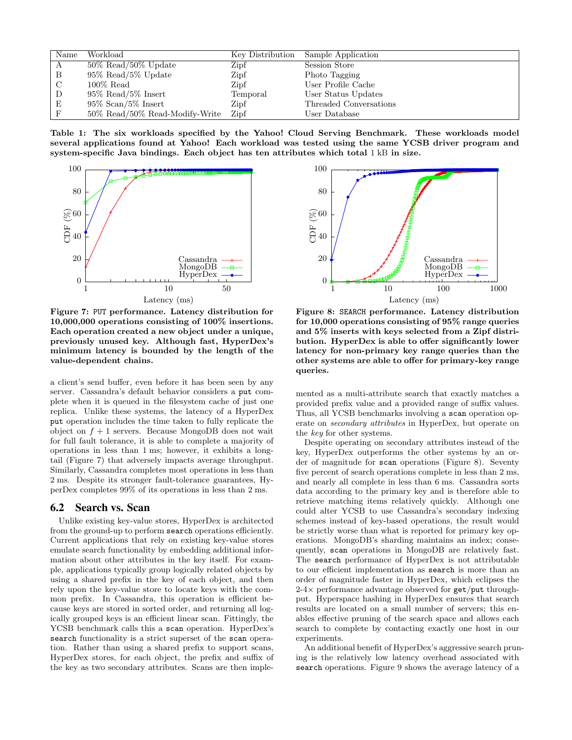| Name | Workload | Key Distribution | Sample Application |
|---|---|---|---|
| A | 50% Read/50% Update | Zipf | Session Store |
| B | 95% Read/5% Update | Zipf | Photo Tagging |
| C | 100% Read | Zipf | User Profile Cache |
| D | 95% Read/5% Insert | Temporal | User Status Updates |
| E | 95% Scan/5% Insert | Zipf | Threaded Conversations |
| F | 50% Read/50% Read-Modify-Write | Zipf | User Database |

**Table 1: The six workloads specified by the Yahoo! Cloud Serving Benchmark. These workloads model several applications found at Yahoo! Each workload was tested using the same YCSB driver program and system-specific Java bindings. Each object has ten attributes which total 1 kB in size.**

CDF (%)
0
20
40
60
80
100
1
10
50
Latency (ms)
Cassandra
MongoDB
HyperDex

**Figure 7: PUT performance. Latency distribution for 10,000,000 operations consisting of 100% insertions. Each operation created a new object under a unique, previously unused key. Although fast, HyperDex's minimum latency is bounded by the length of the value-dependent chains.**

CDF (%)
0
20
40
60
80
100
1
10
100
1000
Latency (ms)
Cassandra
MongoDB
HyperDex

**Figure 8: SEARCH performance. Latency distribution for 10,000 operations consisting of 95% range queries and 5% inserts with keys selected from a Zipf distribution. HyperDex is able to offer significantly lower latency for non-primary key range queries than the other systems are able to offer for primary-key range queries.**

a client's send buffer, even before it has been seen by any server. Cassandra's default behavior considers a `put` complete when it is queued in the filesystem cache of just one replica. Unlike these systems, the latency of a HyperDex `put` operation includes the time taken to fully replicate the object on $f + 1$ servers. Because MongoDB does not wait for full fault tolerance, it is able to complete a majority of operations in less than 1 ms; however, it exhibits a long-tail (Figure 7) that adversely impacts average throughput. Similarly, Cassandra completes most operations in less than 2 ms. Despite its stronger fault-tolerance guarantees, HyperDex completes 99% of its operations in less than 2 ms.

## 6.2 Search vs. Scan

Unlike existing key-value stores, HyperDex is architected from the ground-up to perform `search` operations efficiently. Current applications that rely on existing key-value stores emulate search functionality by embedding additional information about other attributes in the key itself. For example, applications typically group logically related objects by using a shared prefix in the key of each object, and then rely upon the key-value store to locate keys with the common prefix. In Cassandra, this operation is efficient because keys are stored in sorted order, and returning all logically grouped keys is an efficient linear scan. Fittingly, the YCSB benchmark calls this a `scan` operation. HyperDex's `search` functionality is a strict superset of the `scan` operation. Rather than using a shared prefix to support scans, HyperDex stores, for each object, the prefix and suffix of the key as two secondary attributes. Scans are then implemented as a multi-attribute search that exactly matches a provided prefix value and a provided range of suffix values. Thus, all YCSB benchmarks involving a `scan` operation operate on *secondary attributes* in HyperDex, but operate on the *key* for other systems.

Despite operating on secondary attributes instead of the key, HyperDex outperforms the other systems by an order of magnitude for `scan` operations (Figure 8). Seventy five percent of search operations complete in less than 2 ms, and nearly all complete in less than 6 ms. Cassandra sorts data according to the primary key and is therefore able to retrieve matching items relatively quickly. Although one could alter YCSB to use Cassandra's secondary indexing schemes instead of key-based operations, the result would be strictly worse than what is reported for primary key operations. MongoDB's sharding maintains an index; consequently, `scan` operations in MongoDB are relatively fast. The `search` performance of HyperDex is not attributable to our efficient implementation as `search` is more than an order of magnitude faster in HyperDex, which eclipses the 2-4× performance advantage observed for `get`/`put` throughput. Hyperspace hashing in HyperDex ensures that search results are located on a small number of servers; this enables effective pruning of the search space and allows each search to complete by contacting exactly one host in our experiments.

An additional benefit of HyperDex's aggressive search pruning is the relatively low latency overhead associated with `search` operations. Figure 9 shows the average latency of a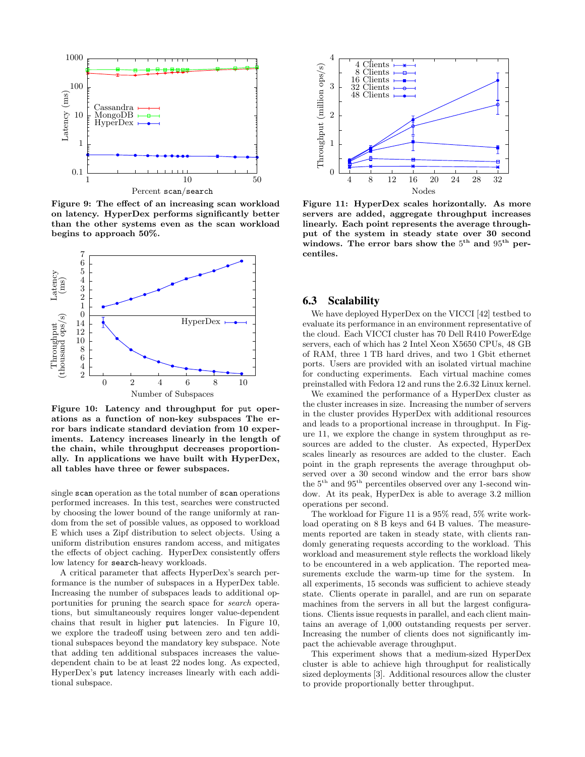**Figure 9: The effect of an increasing scan workload on latency. HyperDex performs significantly better than the other systems even as the scan workload begins to approach 50%.**

**Figure 10: Latency and throughput for put operations as a function of non-key subspaces The error bars indicate standard deviation from 10 experiments. Latency increases linearly in the length of the chain, while throughput decreases proportionally. In applications we have built with HyperDex, all tables have three or fewer subspaces.**

single scan operation as the total number of scan operations performed increases. In this test, searches were constructed by choosing the lower bound of the range uniformly at random from the set of possible values, as opposed to workload E which uses a Zipf distribution to select objects. Using a uniform distribution ensures random access, and mitigates the effects of object caching. HyperDex consistently offers low latency for search-heavy workloads.

A critical parameter that affects HyperDex's search performance is the number of subspaces in a HyperDex table. Increasing the number of subspaces leads to additional opportunities for pruning the search space for *search* operations, but simultaneously requires longer value-dependent chains that result in higher put latencies. In Figure 10, we explore the tradeoff using between zero and ten additional subspaces beyond the mandatory key subspace. Note that adding ten additional subspaces increases the value-dependent chain to be at least 22 nodes long. As expected, HyperDex's put latency increases linearly with each additional subspace.

**Figure 11: HyperDex scales horizontally. As more servers are added, aggregate throughput increases linearly. Each point represents the average throughput of the system in steady state over 30 second windows. The error bars show the $5^{th}$ and $95^{th}$ percentiles.**

## 6.3 Scalability

We have deployed HyperDex on the VICCI [42] testbed to evaluate its performance in an environment representative of the cloud. Each VICCI cluster has 70 Dell R410 PowerEdge servers, each of which has 2 Intel Xeon X5650 CPUs, 48 GB of RAM, three 1 TB hard drives, and two 1 Gbit ethernet ports. Users are provided with an isolated virtual machine for conducting experiments. Each virtual machine comes preinstalled with Fedora 12 and runs the 2.6.32 Linux kernel.

We examined the performance of a HyperDex cluster as the cluster increases in size. Increasing the number of servers in the cluster provides HyperDex with additional resources and leads to a proportional increase in throughput. In Figure 11, we explore the change in system throughput as resources are added to the cluster. As expected, HyperDex scales linearly as resources are added to the cluster. Each point in the graph represents the average throughput observed over a 30 second window and the error bars show the $5^{th}$ and $95^{th}$ percentiles observed over any 1-second window. At its peak, HyperDex is able to average 3.2 million operations per second.

The workload for Figure 11 is a 95% read, 5% write workload operating on 8 B keys and 64 B values. The measurements reported are taken in steady state, with clients randomly generating requests according to the workload. This workload and measurement style reflects the workload likely to be encountered in a web application. The reported measurements exclude the warm-up time for the system. In all experiments, 15 seconds was sufficient to achieve steady state. Clients operate in parallel, and are run on separate machines from the servers in all but the largest configurations. Clients issue requests in parallel, and each client maintains an average of 1,000 outstanding requests per server. Increasing the number of clients does not significantly impact the achievable average throughput.

This experiment shows that a medium-sized HyperDex cluster is able to achieve high throughput for realistically sized deployments [3]. Additional resources allow the cluster to provide proportionally better throughput.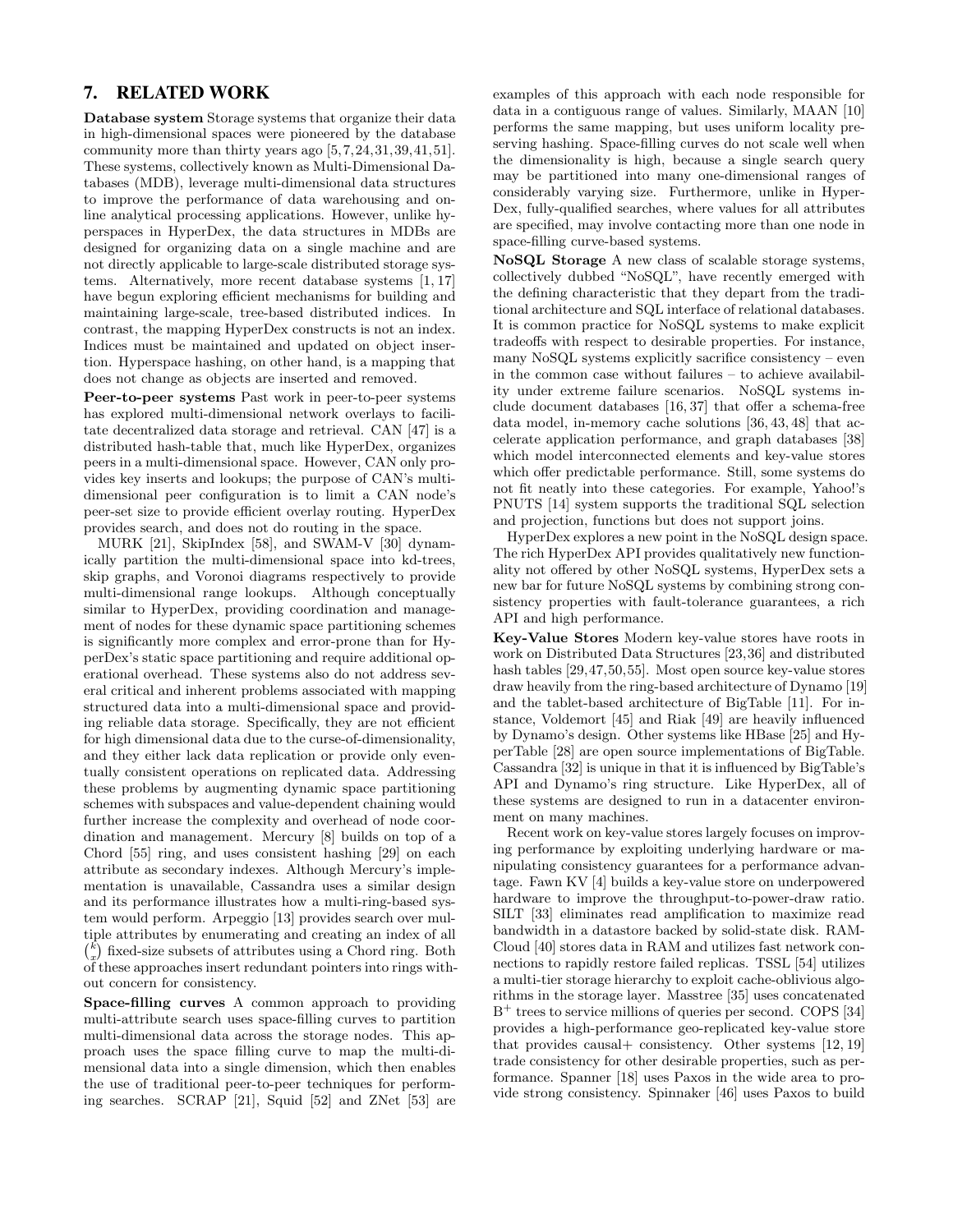## 7. RELATED WORK

**Database system** Storage systems that organize their data in high-dimensional spaces were pioneered by the database community more than thirty years ago [5,7,24,31,39,41,51]. These systems, collectively known as Multi-Dimensional Databases (MDB), leverage multi-dimensional data structures to improve the performance of data warehousing and online analytical processing applications. However, unlike hyperspaces in HyperDex, the data structures in MDBs are designed for organizing data on a single machine and are not directly applicable to large-scale distributed storage systems. Alternatively, more recent database systems [1, 17] have begun exploring efficient mechanisms for building and maintaining large-scale, tree-based distributed indices. In contrast, the mapping HyperDex constructs is not an index. Indices must be maintained and updated on object insertion. Hyperspace hashing, on other hand, is a mapping that does not change as objects are inserted and removed.

**Peer-to-peer systems** Past work in peer-to-peer systems has explored multi-dimensional network overlays to facilitate decentralized data storage and retrieval. CAN [47] is a distributed hash-table that, much like HyperDex, organizes peers in a multi-dimensional space. However, CAN only provides key inserts and lookups; the purpose of CAN's multi-dimensional peer configuration is to limit a CAN node's peer-set size to provide efficient overlay routing. HyperDex provides search, and does not do routing in the space.

MURK [21], SkipIndex [58], and SWAM-V [30] dynamically partition the multi-dimensional space into kd-trees, skip graphs, and Voronoi diagrams respectively to provide multi-dimensional range lookups. Although conceptually similar to HyperDex, providing coordination and management of nodes for these dynamic space partitioning schemes is significantly more complex and error-prone than for HyperDex's static space partitioning and require additional operational overhead. These systems also do not address several critical and inherent problems associated with mapping structured data into a multi-dimensional space and providing reliable data storage. Specifically, they are not efficient for high dimensional data due to the curse-of-dimensionality, and they either lack data replication or provide only eventually consistent operations on replicated data. Addressing these problems by augmenting dynamic space partitioning schemes with subspaces and value-dependent chaining would further increase the complexity and overhead of node coordination and management. Mercury [8] builds on top of a Chord [55] ring, and uses consistent hashing [29] on each attribute as secondary indexes. Although Mercury's implementation is unavailable, Cassandra uses a similar design and its performance illustrates how a multi-ring-based system would perform. Arpeggio [13] provides search over multiple attributes by enumerating and creating an index of all $\binom{k}{x}$ fixed-size subsets of attributes using a Chord ring. Both of these approaches insert redundant pointers into rings without concern for consistency.

**Space-filling curves** A common approach to providing multi-attribute search uses space-filling curves to partition multi-dimensional data across the storage nodes. This approach uses the space filling curve to map the multi-dimensional data into a single dimension, which then enables the use of traditional peer-to-peer techniques for performing searches. SCRAP [21], Squid [52] and ZNet [53] are examples of this approach with each node responsible for data in a contiguous range of values. Similarly, MAAN [10] performs the same mapping, but uses uniform locality preserving hashing. Space-filling curves do not scale well when the dimensionality is high, because a single search query may be partitioned into many one-dimensional ranges of considerably varying size. Furthermore, unlike in HyperDex, fully-qualified searches, where values for all attributes are specified, may involve contacting more than one node in space-filling curve-based systems.

**NoSQL Storage** A new class of scalable storage systems, collectively dubbed "NoSQL", have recently emerged with the defining characteristic that they depart from the traditional architecture and SQL interface of relational databases. It is common practice for NoSQL systems to make explicit tradeoffs with respect to desirable properties. For instance, many NoSQL systems explicitly sacrifice consistency – even in the common case without failures – to achieve availability under extreme failure scenarios. NoSQL systems include document databases [16, 37] that offer a schema-free data model, in-memory cache solutions [36, 43, 48] that accelerate application performance, and graph databases [38] which model interconnected elements and key-value stores which offer predictable performance. Still, some systems do not fit neatly into these categories. For example, Yahoo!'s PNUTS [14] system supports the traditional SQL selection and projection, functions but does not support joins.

HyperDex explores a new point in the NoSQL design space. The rich HyperDex API provides qualitatively new functionality not offered by other NoSQL systems, HyperDex sets a new bar for future NoSQL systems by combining strong consistency properties with fault-tolerance guarantees, a rich API and high performance.

**Key-Value Stores** Modern key-value stores have roots in work on Distributed Data Structures [23,36] and distributed hash tables [29,47,50,55]. Most open source key-value stores draw heavily from the ring-based architecture of Dynamo [19] and the tablet-based architecture of BigTable [11]. For instance, Voldemort [45] and Riak [49] are heavily influenced by Dynamo's design. Other systems like HBase [25] and HyperTable [28] are open source implementations of BigTable. Cassandra [32] is unique in that it is influenced by BigTable's API and Dynamo's ring structure. Like HyperDex, all of these systems are designed to run in a datacenter environment on many machines.

Recent work on key-value stores largely focuses on improving performance by exploiting underlying hardware or manipulating consistency guarantees for a performance advantage. Fawn KV [4] builds a key-value store on underpowered hardware to improve the throughput-to-power-draw ratio. SILT [33] eliminates read amplification to maximize read bandwidth in a datastore backed by solid-state disk. RAMCloud [40] stores data in RAM and utilizes fast network connections to rapidly restore failed replicas. TSSL [54] utilizes a multi-tier storage hierarchy to exploit cache-oblivious algorithms in the storage layer. Masstree [35] uses concatenated $B^+$ trees to service millions of queries per second. COPS [34] provides a high-performance geo-replicated key-value store that provides causal+ consistency. Other systems [12, 19] trade consistency for other desirable properties, such as performance. Spanner [18] uses Paxos in the wide area to provide strong consistency. Spinnaker [46] uses Paxos to build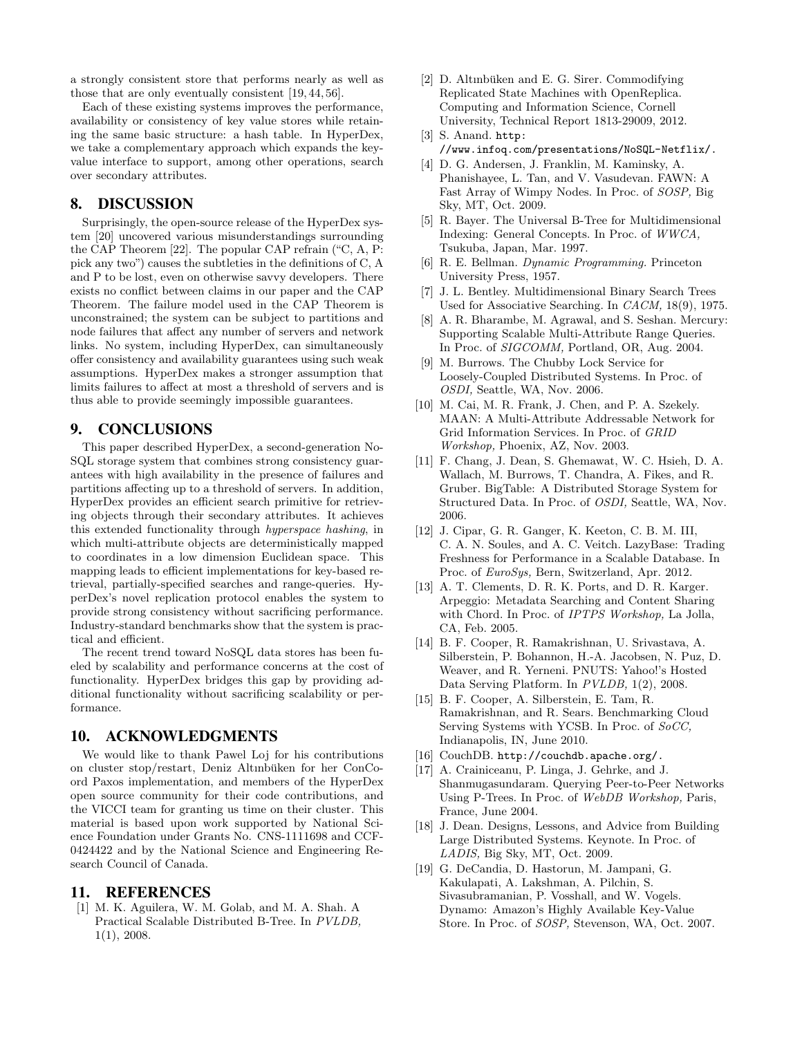a strongly consistent store that performs nearly as well as those that are only eventually consistent [19, 44, 56].

Each of these existing systems improves the performance, availability or consistency of key value stores while retaining the same basic structure: a hash table. In HyperDex, we take a complementary approach which expands the key-value interface to support, among other operations, search over secondary attributes.

## 8. DISCUSSION

Surprisingly, the open-source release of the HyperDex system [20] uncovered various misunderstandings surrounding the CAP Theorem [22]. The popular CAP refrain ("C, A, P: pick any two") causes the subtleties in the definitions of C, A and P to be lost, even on otherwise savvy developers. There exists no conflict between claims in our paper and the CAP Theorem. The failure model used in the CAP Theorem is unconstrained; the system can be subject to partitions and node failures that affect any number of servers and network links. No system, including HyperDex, can simultaneously offer consistency and availability guarantees using such weak assumptions. HyperDex makes a stronger assumption that limits failures to affect at most a threshold of servers and is thus able to provide seemingly impossible guarantees.

## 9. CONCLUSIONS

This paper described HyperDex, a second-generation NoSQL storage system that combines strong consistency guarantees with high availability in the presence of failures and partitions affecting up to a threshold of servers. In addition, HyperDex provides an efficient search primitive for retrieving objects through their secondary attributes. It achieves this extended functionality through *hyperspace hashing*, in which multi-attribute objects are deterministically mapped to coordinates in a low dimension Euclidean space. This mapping leads to efficient implementations for key-based retrieval, partially-specified searches and range-queries. HyperDex's novel replication protocol enables the system to provide strong consistency without sacrificing performance. Industry-standard benchmarks show that the system is practical and efficient.

The recent trend toward NoSQL data stores has been fueled by scalability and performance concerns at the cost of functionality. HyperDex bridges this gap by providing additional functionality without sacrificing scalability or performance.

## 10. ACKNOWLEDGMENTS

We would like to thank Pawel Loj for his contributions on cluster stop/restart, Deniz Altınbüken for her ConCoord Paxos implementation, and members of the HyperDex open source community for their code contributions, and the VICCI team for granting us time on their cluster. This material is based upon work supported by National Science Foundation under Grants No. CNS-1111698 and CCF-0424422 and by the National Science and Engineering Research Council of Canada.

## 11. REFERENCES

[1] M. K. Aguilera, W. M. Golab, and M. A. Shah. A Practical Scalable Distributed B-Tree. In *PVLDB,* 1(1), 2008.

[2] D. Altınbüken and E. G. Sirer. Commodifying Replicated State Machines with OpenReplica. Computing and Information Science, Cornell University, Technical Report 1813-29009, 2012.

[3] S. Anand. `http://www.infoq.com/presentations/NoSQL-Netflix/`.

[4] D. G. Andersen, J. Franklin, M. Kaminsky, A. Phanishayee, L. Tan, and V. Vasudevan. FAWN: A Fast Array of Wimpy Nodes. In Proc. of *SOSP,* Big Sky, MT, Oct. 2009.

[5] R. Bayer. The Universal B-Tree for Multidimensional Indexing: General Concepts. In Proc. of *WWCA,* Tsukuba, Japan, Mar. 1997.

[6] R. E. Bellman. *Dynamic Programming.* Princeton University Press, 1957.

[7] J. L. Bentley. Multidimensional Binary Search Trees Used for Associative Searching. In *CACM,* 18(9), 1975.

[8] A. R. Bharambe, M. Agrawal, and S. Seshan. Mercury: Supporting Scalable Multi-Attribute Range Queries. In Proc. of *SIGCOMM,* Portland, OR, Aug. 2004.

[9] M. Burrows. The Chubby Lock Service for Loosely-Coupled Distributed Systems. In Proc. of *OSDI,* Seattle, WA, Nov. 2006.

[10] M. Cai, M. R. Frank, J. Chen, and P. A. Szekely. MAAN: A Multi-Attribute Addressable Network for Grid Information Services. In Proc. of *GRID Workshop,* Phoenix, AZ, Nov. 2003.

[11] F. Chang, J. Dean, S. Ghemawat, W. C. Hsieh, D. A. Wallach, M. Burrows, T. Chandra, A. Fikes, and R. Gruber. BigTable: A Distributed Storage System for Structured Data. In Proc. of *OSDI,* Seattle, WA, Nov. 2006.

[12] J. Cipar, G. R. Ganger, K. Keeton, C. B. M. III, C. A. N. Soules, and A. C. Veitch. LazyBase: Trading Freshness for Performance in a Scalable Database. In Proc. of *EuroSys,* Bern, Switzerland, Apr. 2012.

[13] A. T. Clements, D. R. K. Ports, and D. R. Karger. Arpeggio: Metadata Searching and Content Sharing with Chord. In Proc. of *IPTPS Workshop,* La Jolla, CA, Feb. 2005.

[14] B. F. Cooper, R. Ramakrishnan, U. Srivastava, A. Silberstein, P. Bohannon, H.-A. Jacobsen, N. Puz, D. Weaver, and R. Yerneni. PNUTS: Yahoo!'s Hosted Data Serving Platform. In *PVLDB,* 1(2), 2008.

[15] B. F. Cooper, A. Silberstein, E. Tam, R. Ramakrishnan, and R. Sears. Benchmarking Cloud Serving Systems with YCSB. In Proc. of *SoCC,* Indianapolis, IN, June 2010.

[16] CouchDB. `http://couchdb.apache.org/`.

[17] A. Crainiceanu, P. Linga, J. Gehrke, and J. Shanmugasundaram. Querying Peer-to-Peer Networks Using P-Trees. In Proc. of *WebDB Workshop,* Paris, France, June 2004.

[18] J. Dean. Designs, Lessons, and Advice from Building Large Distributed Systems. Keynote. In Proc. of *LADIS,* Big Sky, MT, Oct. 2009.

[19] G. DeCandia, D. Hastorun, M. Jampani, G. Kakulapati, A. Lakshman, A. Pilchin, S. Sivasubramanian, P. Vosshall, and W. Vogels. Dynamo: Amazon's Highly Available Key-Value Store. In Proc. of *SOSP,* Stevenson, WA, Oct. 2007.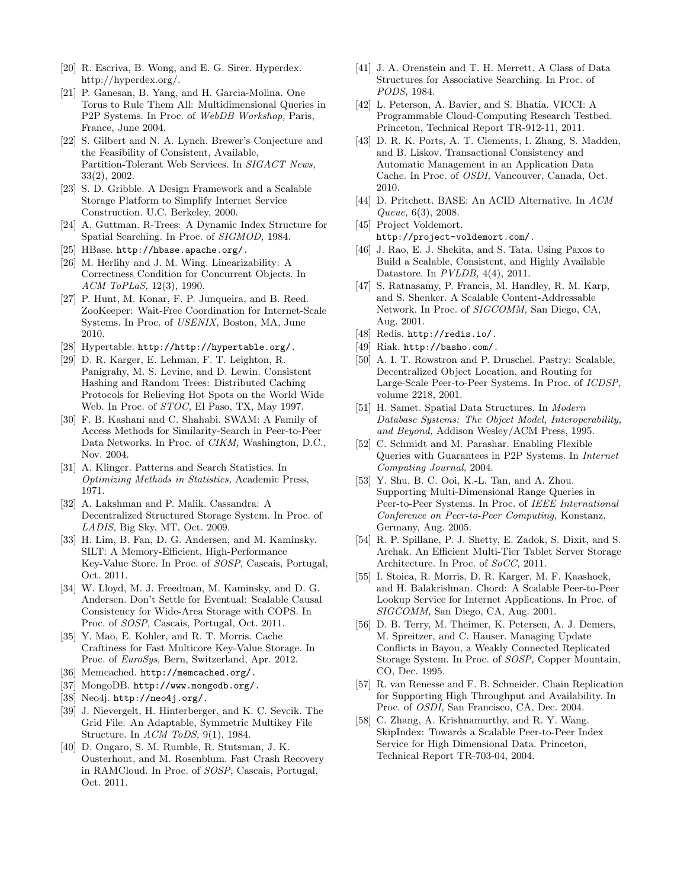[20] R. Escriva, B. Wong, and E. G. Sirer. Hyperdex. http://hyperdex.org/.

[21] P. Ganesan, B. Yang, and H. Garcia-Molina. One Torus to Rule Them All: Multidimensional Queries in P2P Systems. In Proc. of *WebDB Workshop,* Paris, France, June 2004.

[22] S. Gilbert and N. A. Lynch. Brewer's Conjecture and the Feasibility of Consistent, Available, Partition-Tolerant Web Services. In *SIGACT News,* 33(2), 2002.

[23] S. D. Gribble. A Design Framework and a Scalable Storage Platform to Simplify Internet Service Construction. U.C. Berkeley, 2000.

[24] A. Guttman. R-Trees: A Dynamic Index Structure for Spatial Searching. In Proc. of *SIGMOD,* 1984.

[25] HBase. `http://hbase.apache.org/.`

[26] M. Herlihy and J. M. Wing. Linearizability: A Correctness Condition for Concurrent Objects. In *ACM ToPLaS,* 12(3), 1990.

[27] P. Hunt, M. Konar, F. P. Junqueira, and B. Reed. ZooKeeper: Wait-Free Coordination for Internet-Scale Systems. In Proc. of *USENIX,* Boston, MA, June 2010.

[28] Hypertable. `http://http://hypertable.org/.`

[29] D. R. Karger, E. Lehman, F. T. Leighton, R. Panigrahy, M. S. Levine, and D. Lewin. Consistent Hashing and Random Trees: Distributed Caching Protocols for Relieving Hot Spots on the World Wide Web. In Proc. of *STOC,* El Paso, TX, May 1997.

[30] F. B. Kashani and C. Shahabi. SWAM: A Family of Access Methods for Similarity-Search in Peer-to-Peer Data Networks. In Proc. of *CIKM,* Washington, D.C., Nov. 2004.

[31] A. Klinger. Patterns and Search Statistics. In *Optimizing Methods in Statistics,* Academic Press, 1971.

[32] A. Lakshman and P. Malik. Cassandra: A Decentralized Structured Storage System. In Proc. of *LADIS,* Big Sky, MT, Oct. 2009.

[33] H. Lim, B. Fan, D. G. Andersen, and M. Kaminsky. SILT: A Memory-Efficient, High-Performance Key-Value Store. In Proc. of *SOSP,* Cascais, Portugal, Oct. 2011.

[34] W. Lloyd, M. J. Freedman, M. Kaminsky, and D. G. Andersen. Don't Settle for Eventual: Scalable Causal Consistency for Wide-Area Storage with COPS. In Proc. of *SOSP,* Cascais, Portugal, Oct. 2011.

[35] Y. Mao, E. Kohler, and R. T. Morris. Cache Craftiness for Fast Multicore Key-Value Storage. In Proc. of *EuroSys,* Bern, Switzerland, Apr. 2012.

[36] Memcached. `http://memcached.org/.`

[37] MongoDB. `http://www.mongodb.org/.`

[38] Neo4j. `http://neo4j.org/.`

[39] J. Nievergelt, H. Hinterberger, and K. C. Sevcik. The Grid File: An Adaptable, Symmetric Multikey File Structure. In *ACM ToDS,* 9(1), 1984.

[40] D. Ongaro, S. M. Rumble, R. Stutsman, J. K. Ousterhout, and M. Rosenblum. Fast Crash Recovery in RAMCloud. In Proc. of *SOSP,* Cascais, Portugal, Oct. 2011.

[41] J. A. Orenstein and T. H. Merrett. A Class of Data Structures for Associative Searching. In Proc. of *PODS,* 1984.

[42] L. Peterson, A. Bavier, and S. Bhatia. VICCI: A Programmable Cloud-Computing Research Testbed. Princeton, Technical Report TR-912-11, 2011.

[43] D. R. K. Ports, A. T. Clements, I. Zhang, S. Madden, and B. Liskov. Transactional Consistency and Automatic Management in an Application Data Cache. In Proc. of *OSDI,* Vancouver, Canada, Oct. 2010.

[44] D. Pritchett. BASE: An ACID Alternative. In *ACM Queue,* 6(3), 2008.

[45] Project Voldemort. `http://project-voldemort.com/.`

[46] J. Rao, E. J. Shekita, and S. Tata. Using Paxos to Build a Scalable, Consistent, and Highly Available Datastore. In *PVLDB,* 4(4), 2011.

[47] S. Ratnasamy, P. Francis, M. Handley, R. M. Karp, and S. Shenker. A Scalable Content-Addressable Network. In Proc. of *SIGCOMM,* San Diego, CA, Aug. 2001.

[48] Redis. `http://redis.io/.`

[49] Riak. `http://basho.com/.`

[50] A. I. T. Rowstron and P. Druschel. Pastry: Scalable, Decentralized Object Location, and Routing for Large-Scale Peer-to-Peer Systems. In Proc. of *ICDSP*, volume 2218, 2001.

[51] H. Samet. Spatial Data Structures. In *Modern Database Systems: The Object Model, Interoperability, and Beyond,* Addison Wesley/ACM Press, 1995.

[52] C. Schmidt and M. Parashar. Enabling Flexible Queries with Guarantees in P2P Systems. In *Internet Computing Journal,* 2004.

[53] Y. Shu, B. C. Ooi, K.-L. Tan, and A. Zhou. Supporting Multi-Dimensional Range Queries in Peer-to-Peer Systems. In Proc. of *IEEE International Conference on Peer-to-Peer Computing,* Konstanz, Germany, Aug. 2005.

[54] R. P. Spillane, P. J. Shetty, E. Zadok, S. Dixit, and S. Archak. An Efficient Multi-Tier Tablet Server Storage Architecture. In Proc. of *SoCC,* 2011.

[55] I. Stoica, R. Morris, D. R. Karger, M. F. Kaashoek, and H. Balakrishnan. Chord: A Scalable Peer-to-Peer Lookup Service for Internet Applications. In Proc. of *SIGCOMM,* San Diego, CA, Aug. 2001.

[56] D. B. Terry, M. Theimer, K. Petersen, A. J. Demers, M. Spreitzer, and C. Hauser. Managing Update Conflicts in Bayou, a Weakly Connected Replicated Storage System. In Proc. of *SOSP,* Copper Mountain, CO, Dec. 1995.

[57] R. van Renesse and F. B. Schneider. Chain Replication for Supporting High Throughput and Availability. In Proc. of *OSDI,* San Francisco, CA, Dec. 2004.

[58] C. Zhang, A. Krishnamurthy, and R. Y. Wang. SkipIndex: Towards a Scalable Peer-to-Peer Index Service for High Dimensional Data. Princeton, Technical Report TR-703-04, 2004.